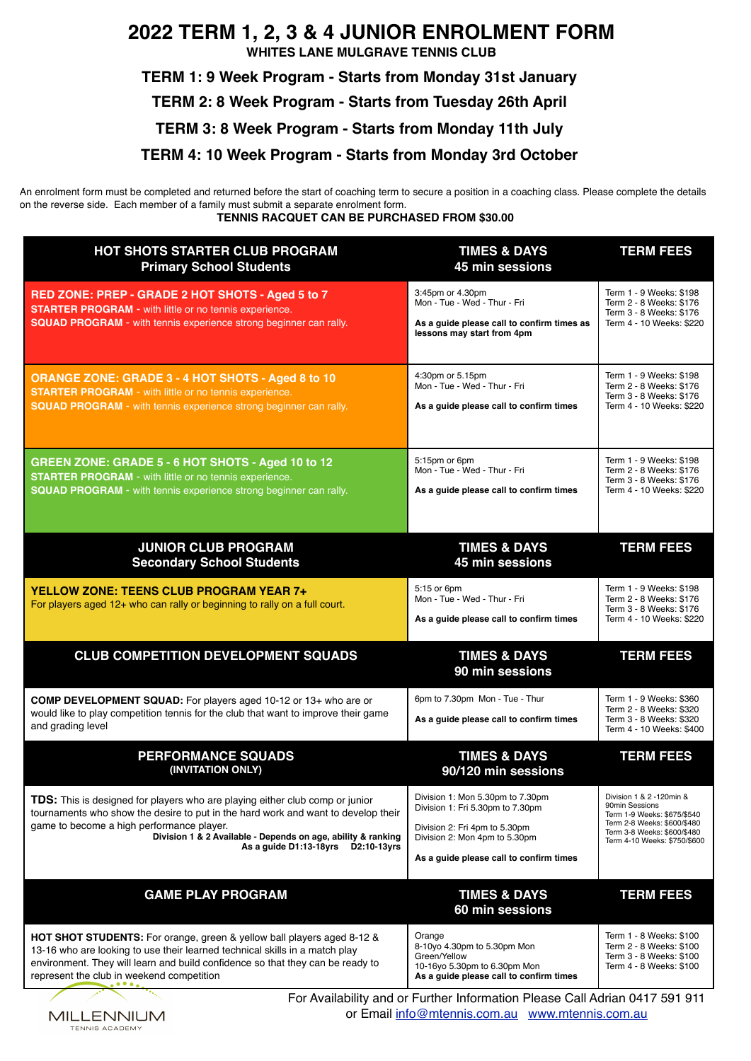# 2022 TERM 1, 2, 3 & 4 JUNIOR ENROLMENT FORM

**WHITES LANE MULGRAVE TENNIS CLUB**

## TERM 1: 9 Week Program - Starts from Monday 31st January

## TERM 2: 8 Week Program - Starts from Tuesday 26th April

## TERM 3: 8 Week Program - Starts from Monday 11th July

## TERM 4: 10 Week Program - Starts from Monday 3rd October

An enrolment form must be completed and returned before the start of coaching term to secure a position in a coaching class. Please complete the details on the reverse side. Each member of a family must submit a separate enrolment form.

**TENNIS RACQUET CAN BE PURCHASED FROM $30.00**

| HOT SHOTS STARTER CLUB PROGRAM<br>Primary School Students | TIMES & DAYS<br>45 min sessions | TERM FEES |
|---|---|---|
| **RED ZONE: PREP - GRADE 2 HOT SHOTS - Aged 5 to 7**<br>**STARTER PROGRAM** - with little or no tennis experience.<br>**SQUAD PROGRAM** - with tennis experience strong beginner can rally. | 3:45pm or 4.30pm<br>Mon - Tue - Wed - Thur - Fri<br>**As a guide please call to confirm times as lessons may start from 4pm** | Term 1 - 9 Weeks: $198<br>Term 2 - 8 Weeks: $176<br>Term 3 - 8 Weeks: $176<br>Term 4 - 10 Weeks: $220 |
| **ORANGE ZONE: GRADE 3 - 4 HOT SHOTS - Aged 8 to 10**<br>**STARTER PROGRAM** - with little or no tennis experience.<br>**SQUAD PROGRAM** - with tennis experience strong beginner can rally. | 4:30pm or 5.15pm<br>Mon - Tue - Wed - Thur - Fri<br>**As a guide please call to confirm times** | Term 1 - 9 Weeks: $198<br>Term 2 - 8 Weeks: $176<br>Term 3 - 8 Weeks: $176<br>Term 4 - 10 Weeks: $220 |
| **GREEN ZONE: GRADE 5 - 6 HOT SHOTS - Aged 10 to 12**<br>**STARTER PROGRAM** - with little or no tennis experience.<br>**SQUAD PROGRAM** - with tennis experience strong beginner can rally. | 5:15pm or 6pm<br>Mon - Tue - Wed - Thur - Fri<br>**As a guide please call to confirm times** | Term 1 - 9 Weeks: $198<br>Term 2 - 8 Weeks: $176<br>Term 3 - 8 Weeks: $176<br>Term 4 - 10 Weeks: $220 |
| **JUNIOR CLUB PROGRAM**<br>**Secondary School Students** | **TIMES & DAYS**<br>**45 min sessions** | **TERM FEES** |
| **YELLOW ZONE: TEENS CLUB PROGRAM YEAR 7+**<br>For players aged 12+ who can rally or beginning to rally on a full court. | 5:15 or 6pm<br>Mon - Tue - Wed - Thur - Fri<br>**As a guide please call to confirm times** | Term 1 - 9 Weeks: $198<br>Term 2 - 8 Weeks: $176<br>Term 3 - 8 Weeks: $176<br>Term 4 - 10 Weeks: $220 |
| **CLUB COMPETITION DEVELOPMENT SQUADS** | **TIMES & DAYS**<br>**90 min sessions** | **TERM FEES** |
| **COMP DEVELOPMENT SQUAD:** For players aged 10-12 or 13+ who are or would like to play competition tennis for the club that want to improve their game and grading level | 6pm to 7.30pm Mon - Tue - Thur<br>**As a guide please call to confirm times** | Term 1 - 9 Weeks: $360<br>Term 2 - 8 Weeks: $320<br>Term 3 - 8 Weeks: $320<br>Term 4 - 10 Weeks: $400 |
| **PERFORMANCE SQUADS**<br>**(INVITATION ONLY)** | **TIMES & DAYS**<br>**90/120 min sessions** | **TERM FEES** |
| **TDS:** This is designed for players who are playing either club comp or junior tournaments who show the desire to put in the hard work and want to develop their game to become a high performance player.<br>**Division 1 & 2 Available - Depends on age, ability & ranking**<br>**As a guide D1:13-18yrs D2:10-13yrs** | Division 1: Mon 5.30pm to 7.30pm<br>Division 1: Fri 5.30pm to 7.30pm<br>Division 2: Fri 4pm to 5.30pm<br>Division 2: Mon 4pm to 5.30pm<br>**As a guide please call to confirm times** | Division 1 & 2 -120min & 90min Sessions<br>Term 1-9 Weeks: $675/$540<br>Term 2-8 Weeks: $600/$480<br>Term 3-8 Weeks: $600/$480<br>Term 4-10 Weeks: $750/$600 |
| **GAME PLAY PROGRAM** | **TIMES & DAYS**<br>**60 min sessions** | **TERM FEES** |
| **HOT SHOT STUDENTS:** For orange, green & yellow ball players aged 8-12 & 13-16 who are looking to use their learned technical skills in a match play environment. They will learn and build confidence so that they can be ready to represent the club in weekend competition | Orange<br>8-10yo 4.30pm to 5.30pm Mon<br>Green/Yellow<br>10-16yo 5.30pm to 6.30pm Mon<br>**As a guide please call to confirm times** | Term 1 - 8 Weeks: $100<br>Term 2 - 8 Weeks: $100<br>Term 3 - 8 Weeks: $100<br>Term 4 - 8 Weeks: $100 |

MILLENNIUM TENNIS ACADEMY

For Availability and or Further Information Please Call Adrian 0417 591 911
or Email info@mtennis.com.au www.mtennis.com.au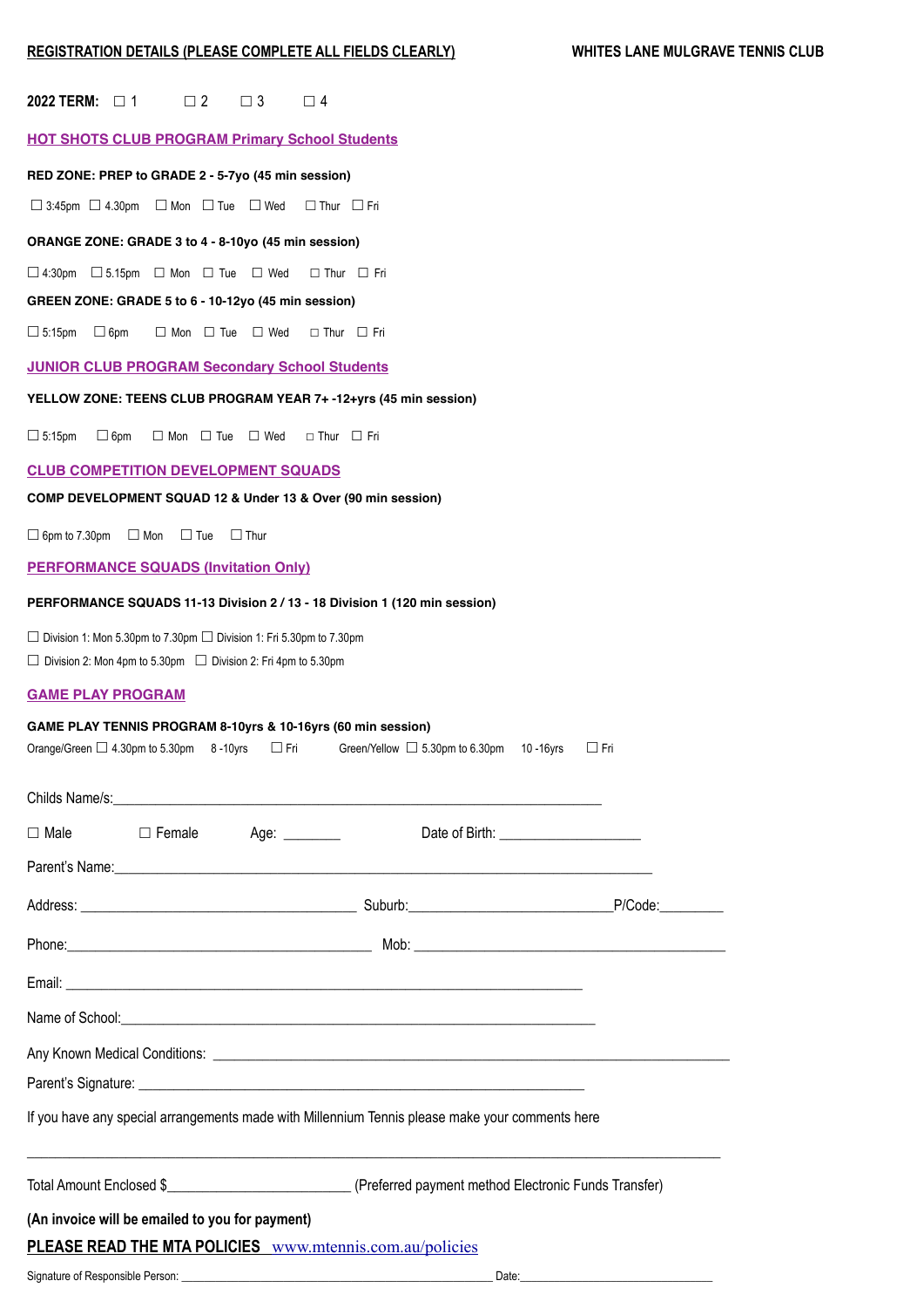**REGISTRATION DETAILS (PLEASE COMPLETE ALL FIELDS CLEARLY)** **WHITES LANE MULGRAVE TENNIS CLUB**

**2022 TERM:** ☐ 1 ☐ 2 ☐ 3 ☐ 4

**HOT SHOTS CLUB PROGRAM Primary School Students**

**RED ZONE: PREP to GRADE 2 - 5-7yo (45 min session)**

☐ 3:45pm ☐ 4.30pm ☐ Mon ☐ Tue ☐ Wed ☐ Thur ☐ Fri

**ORANGE ZONE: GRADE 3 to 4 - 8-10yo (45 min session)**

☐ 4:30pm ☐ 5.15pm ☐ Mon ☐ Tue ☐ Wed ☐ Thur ☐ Fri

**GREEN ZONE: GRADE 5 to 6 - 10-12yo (45 min session)**

☐ 5:15pm ☐ 6pm ☐ Mon ☐ Tue ☐ Wed ☐ Thur ☐ Fri

**JUNIOR CLUB PROGRAM Secondary School Students**

**YELLOW ZONE: TEENS CLUB PROGRAM YEAR 7+ -12+yrs (45 min session)**

☐ 5:15pm ☐ 6pm ☐ Mon ☐ Tue ☐ Wed ☐ Thur ☐ Fri

**CLUB COMPETITION DEVELOPMENT SQUADS**

**COMP DEVELOPMENT SQUAD 12 & Under 13 & Over (90 min session)**

☐ 6pm to 7.30pm ☐ Mon ☐ Tue ☐ Thur

**PERFORMANCE SQUADS (Invitation Only)**

**PERFORMANCE SQUADS 11-13 Division 2 / 13 - 18 Division 1 (120 min session)**

☐ Division 1: Mon 5.30pm to 7.30pm ☐ Division 1: Fri 5.30pm to 7.30pm

☐ Division 2: Mon 4pm to 5.30pm ☐ Division 2: Fri 4pm to 5.30pm

**GAME PLAY PROGRAM**

**GAME PLAY TENNIS PROGRAM 8-10yrs & 10-16yrs (60 min session)**

Orange/Green ☐ 4.30pm to 5.30pm 8 -10yrs ☐ Fri Green/Yellow ☐ 5.30pm to 6.30pm 10 -16yrs ☐ Fri

Childs Name/s:\_\_\_\_\_\_\_\_\_\_\_\_\_\_\_\_\_\_\_\_\_\_\_\_\_\_\_\_\_\_\_\_\_\_\_\_\_\_\_\_\_\_\_\_

☐ Male ☐ Female Age: \_\_\_\_\_\_\_\_ Date of Birth: \_\_\_\_\_\_\_\_\_\_\_\_\_\_\_\_\_\_

Parent's Name:\_\_\_\_\_\_\_\_\_\_\_\_\_\_\_\_\_\_\_\_\_\_\_\_\_\_\_\_\_\_\_\_\_\_\_\_\_\_\_\_\_\_\_\_

Address: \_\_\_\_\_\_\_\_\_\_\_\_\_\_\_\_\_\_\_\_\_\_\_\_\_\_ Suburb:\_\_\_\_\_\_\_\_\_\_\_\_\_\_\_\_\_\_\_\_P/Code:\_\_\_\_\_\_\_\_\_

Phone:\_\_\_\_\_\_\_\_\_\_\_\_\_\_\_\_\_\_\_\_\_\_\_\_\_\_\_\_ Mob: \_\_\_\_\_\_\_\_\_\_\_\_\_\_\_\_\_\_\_\_\_\_\_\_\_\_\_\_

Email: \_\_\_\_\_\_\_\_\_\_\_\_\_\_\_\_\_\_\_\_\_\_\_\_\_\_\_\_\_\_\_\_\_\_\_\_\_\_\_\_\_\_\_\_

Name of School:\_\_\_\_\_\_\_\_\_\_\_\_\_\_\_\_\_\_\_\_\_\_\_\_\_\_\_\_\_\_\_\_\_\_\_\_\_\_\_\_\_\_\_\_

Any Known Medical Conditions: \_\_\_\_\_\_\_\_\_\_\_\_\_\_\_\_\_\_\_\_\_\_\_\_\_\_\_\_\_\_\_\_\_\_\_\_\_\_\_\_\_\_\_\_

Parent's Signature: \_\_\_\_\_\_\_\_\_\_\_\_\_\_\_\_\_\_\_\_\_\_\_\_\_\_\_\_\_\_\_\_\_\_\_\_\_\_\_\_\_\_\_\_

If you have any special arrangements made with Millennium Tennis please make your comments here

\_\_\_\_\_\_\_\_\_\_\_\_\_\_\_\_\_\_\_\_\_\_\_\_\_\_\_\_\_\_\_\_\_\_\_\_\_\_\_\_\_\_\_\_\_\_\_\_\_\_\_\_\_\_\_\_\_\_\_\_\_\_\_\_\_\_

Total Amount Enclosed $\_\_\_\_\_\_\_\_\_\_\_\_\_\_\_\_\_\_\_\_\_\_\_\_ (Preferred payment method Electronic Funds Transfer)

**(An invoice will be emailed to you for payment)**

**PLEASE READ THE MTA POLICIES** www.mtennis.com.au/policies

Signature of Responsible Person: \_\_\_\_\_\_\_\_\_\_\_\_\_\_\_\_\_\_\_\_\_\_\_\_\_\_\_\_\_\_\_\_\_\_\_\_ Date:\_\_\_\_\_\_\_\_\_\_\_\_\_\_\_\_\_\_\_\_\_\_